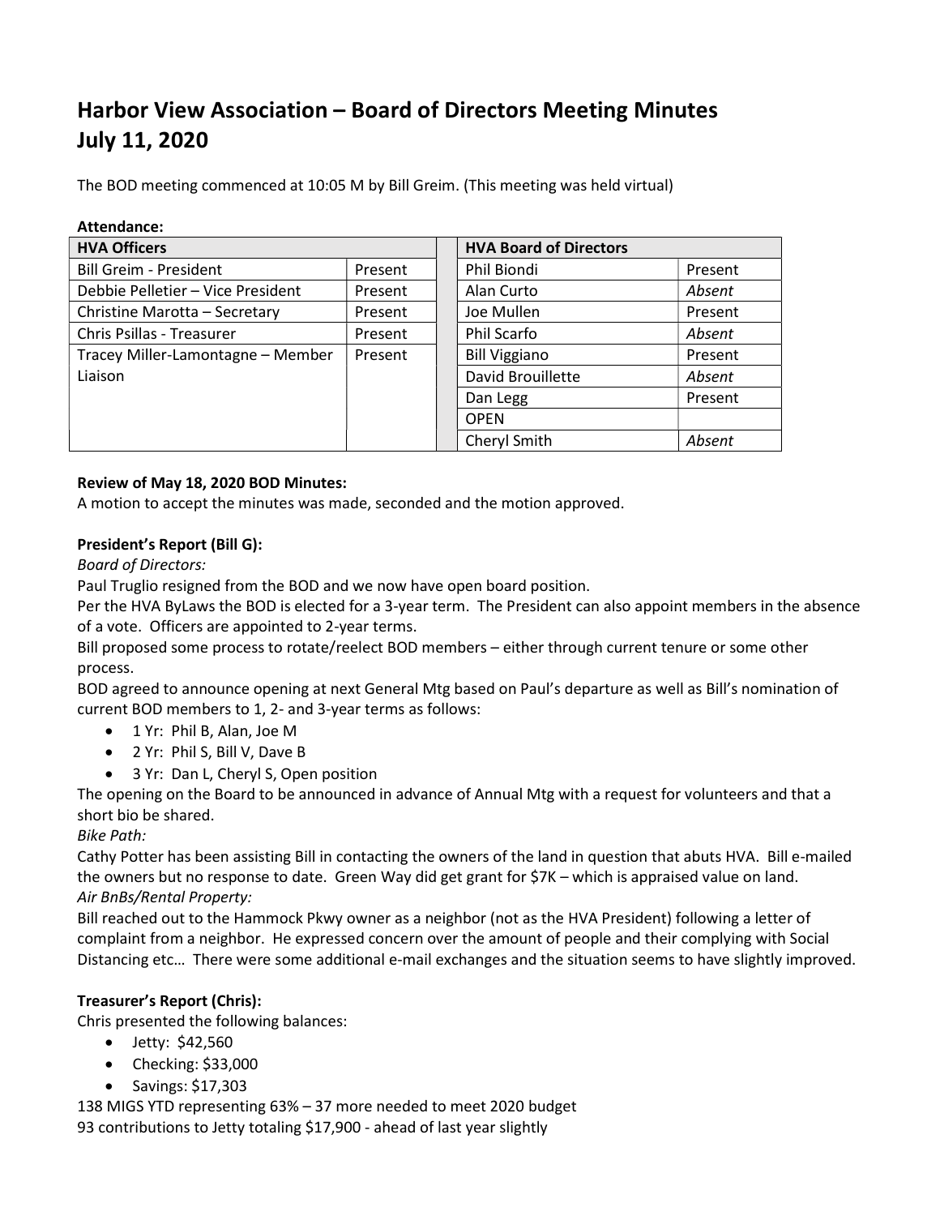# Harbor View Association – Board of Directors Meeting Minutes
# July 11, 2020

The BOD meeting commenced at 10:05 M by Bill Greim. (This meeting was held virtual)

**Attendance:**

| HVA Officers | | | HVA Board of Directors | |
|---|---|---|---|---|
| Bill Greim - President | Present | | Phil Biondi | Present |
| Debbie Pelletier – Vice President | Present | | Alan Curto | *Absent* |
| Christine Marotta – Secretary | Present | | Joe Mullen | Present |
| Chris Psillas - Treasurer | Present | | Phil Scarfo | *Absent* |
| Tracey Miller-Lamontagne – Member Liaison | Present | | Bill Viggiano | Present |
| | | | David Brouillette | *Absent* |
| | | | Dan Legg | Present |
| | | | OPEN | |
| | | | Cheryl Smith | *Absent* |

**Review of May 18, 2020 BOD Minutes:**
A motion to accept the minutes was made, seconded and the motion approved.

**President's Report (Bill G):**
*Board of Directors:*
Paul Truglio resigned from the BOD and we now have open board position.
Per the HVA ByLaws the BOD is elected for a 3-year term. The President can also appoint members in the absence of a vote. Officers are appointed to 2-year terms.
Bill proposed some process to rotate/reelect BOD members – either through current tenure or some other process.
BOD agreed to announce opening at next General Mtg based on Paul's departure as well as Bill's nomination of current BOD members to 1, 2- and 3-year terms as follows:

- 1 Yr: Phil B, Alan, Joe M
- 2 Yr: Phil S, Bill V, Dave B
- 3 Yr: Dan L, Cheryl S, Open position

The opening on the Board to be announced in advance of Annual Mtg with a request for volunteers and that a short bio be shared.
*Bike Path:*
Cathy Potter has been assisting Bill in contacting the owners of the land in question that abuts HVA. Bill e-mailed the owners but no response to date. Green Way did get grant for $7K – which is appraised value on land.
*Air BnBs/Rental Property:*
Bill reached out to the Hammock Pkwy owner as a neighbor (not as the HVA President) following a letter of complaint from a neighbor. He expressed concern over the amount of people and their complying with Social Distancing etc… There were some additional e-mail exchanges and the situation seems to have slightly improved.

**Treasurer's Report (Chris):**
Chris presented the following balances:

- Jetty: $42,560
- Checking: $33,000
- Savings: $17,303

138 MIGS YTD representing 63% – 37 more needed to meet 2020 budget
93 contributions to Jetty totaling $17,900 - ahead of last year slightly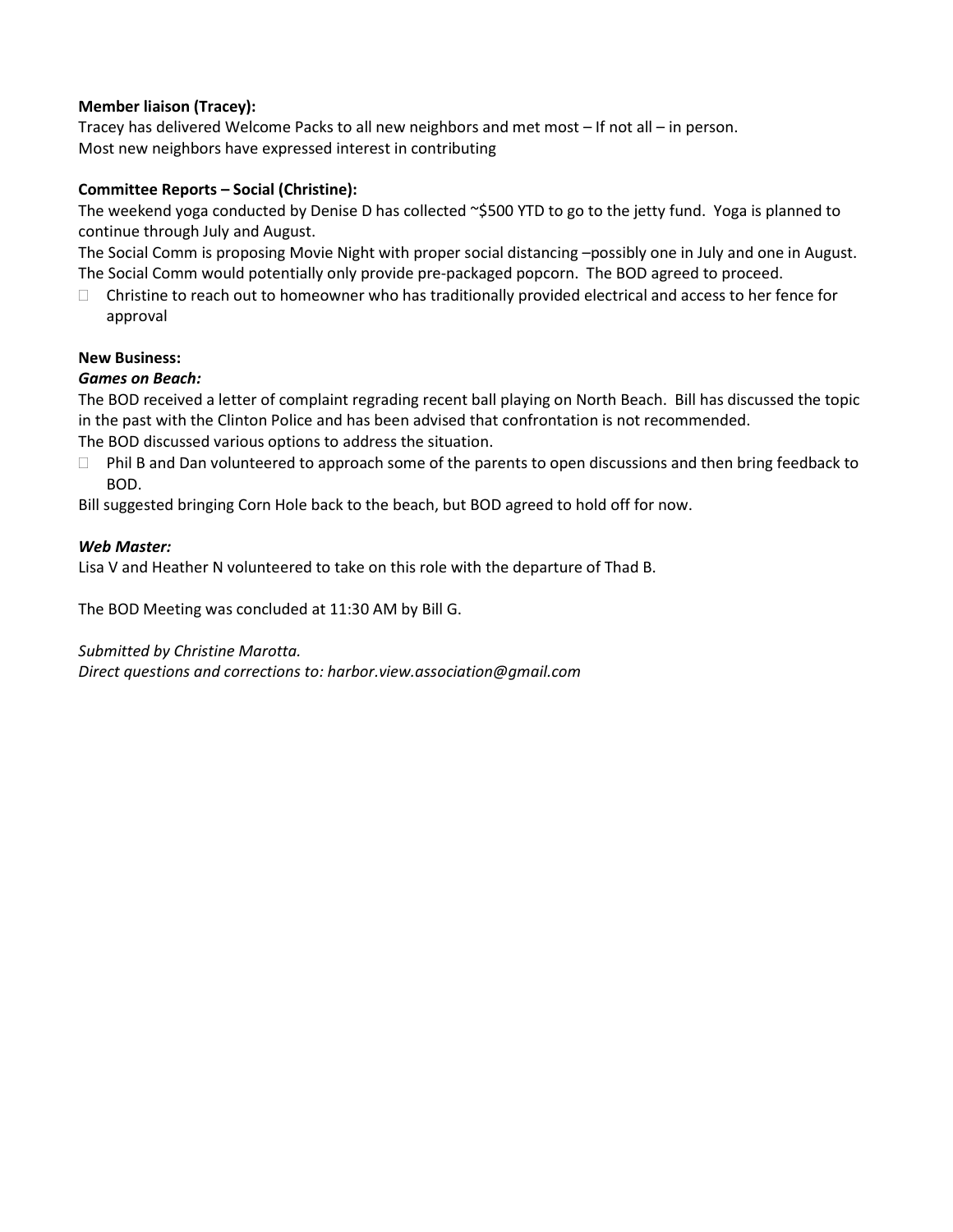**Member liaison (Tracey):**
Tracey has delivered Welcome Packs to all new neighbors and met most – If not all – in person.
Most new neighbors have expressed interest in contributing

**Committee Reports – Social (Christine):**
The weekend yoga conducted by Denise D has collected ~$500 YTD to go to the jetty fund. Yoga is planned to continue through July and August.
The Social Comm is proposing Movie Night with proper social distancing –possibly one in July and one in August.
The Social Comm would potentially only provide pre-packaged popcorn. The BOD agreed to proceed.

- Christine to reach out to homeowner who has traditionally provided electrical and access to her fence for approval

**New Business:**

***Games on Beach:***
The BOD received a letter of complaint regrading recent ball playing on North Beach. Bill has discussed the topic in the past with the Clinton Police and has been advised that confrontation is not recommended.
The BOD discussed various options to address the situation.

- Phil B and Dan volunteered to approach some of the parents to open discussions and then bring feedback to BOD.

Bill suggested bringing Corn Hole back to the beach, but BOD agreed to hold off for now.

***Web Master:***
Lisa V and Heather N volunteered to take on this role with the departure of Thad B.

The BOD Meeting was concluded at 11:30 AM by Bill G.

*Submitted by Christine Marotta.*
*Direct questions and corrections to: harbor.view.association@gmail.com*